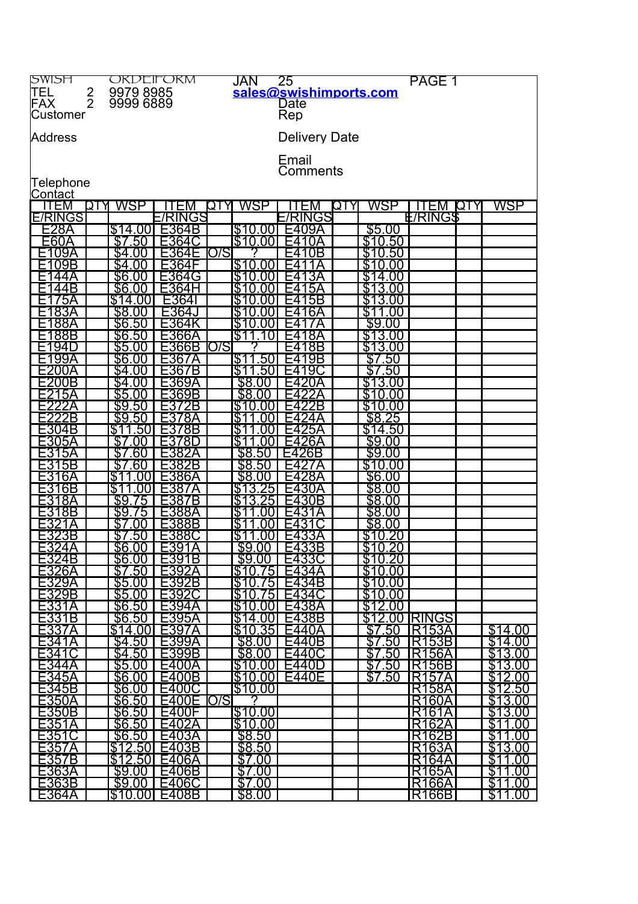SWISH ORDERFORM

JAN 25

PAGE 1

TEL 2 9979 8985

FAX 2 9999 6889

sales@swishimports.com

Customer

Date

Rep

Address

Delivery Date

Email

Comments

Telephone

Contact

| ITEM | QTY | WSP | ITEM | QTY | WSP | ITEM | QTY | WSP | ITEM | QTY | WSP |
|---|---|---|---|---|---|---|---|---|---|---|---|
| E/RINGS | | | E/RINGS | | | E/RINGS | | | E/RINGS | | |
| E28A | | $14.00 | E364B | | $10.00 | E409A | | $5.00 | | | |
| E60A | | $7.50 | E364C | | $10.00 | E410A | | $10.50 | | | |
| E109A | | $4.00 | E364E | O/S | ? | E410B | | $10.50 | | | |
| E109B | | $4.00 | E364F | | $10.00 | E411A | | $10.00 | | | |
| E144A | | $6.00 | E364G | | $10.00 | E413A | | $14.00 | | | |
| E144B | | $6.00 | E364H | | $10.00 | E415A | | $13.00 | | | |
| E175A | | $14.00 | E364I | | $10.00 | E415B | | $13.00 | | | |
| E183A | | $8.00 | E364J | | $10.00 | E416A | | $11.00 | | | |
| E188A | | $6.50 | E364K | | $10.00 | E417A | | $9.00 | | | |
| E188B | | $6.50 | E366A | | $11.10 | E418A | | $13.00 | | | |
| E194D | | $5.00 | E366B | O/S | ? | E418B | | $13.00 | | | |
| E199A | | $6.00 | E367A | | $11.50 | E419B | | $7.50 | | | |
| E200A | | $4.00 | E367B | | $11.50 | E419C | | $7.50 | | | |
| E200B | | $4.00 | E369A | | $8.00 | E420A | | $13.00 | | | |
| E215A | | $5.00 | E369B | | $8.00 | E422A | | $10.00 | | | |
| E222A | | $9.50 | E372B | | $10.00 | E422B | | $10.00 | | | |
| E222B | | $9.50 | E378A | | $11.00 | E424A | | $8.25 | | | |
| E304B | | $11.50 | E378B | | $11.00 | E425A | | $14.50 | | | |
| E305A | | $7.00 | E378D | | $11.00 | E426A | | $9.00 | | | |
| E315A | | $7.60 | E382A | | $8.50 | E426B | | $9.00 | | | |
| E315B | | $7.60 | E382B | | $8.50 | E427A | | $10.00 | | | |
| E316A | | $11.00 | E386A | | $8.00 | E428A | | $6.00 | | | |
| E316B | | $11.00 | E387A | | $13.25 | E430A | | $8.00 | | | |
| E318A | | $9.75 | E387B | | $13.25 | E430B | | $8.00 | | | |
| E318B | | $9.75 | E388A | | $11.00 | E431A | | $8.00 | | | |
| E321A | | $7.00 | E388B | | $11.00 | E431C | | $8.00 | | | |
| E323B | | $7.50 | E388C | | $11.00 | E433A | | $10.20 | | | |
| E324A | | $6.00 | E391A | | $9.00 | E433B | | $10.20 | | | |
| E324B | | $6.00 | E391B | | $9.00 | E433C | | $10.20 | | | |
| E326A | | $7.50 | E392A | | $10.75 | E434A | | $10.00 | | | |
| E329A | | $5.00 | E392B | | $10.75 | E434B | | $10.00 | | | |
| E329B | | $5.00 | E392C | | $10.75 | E434C | | $10.00 | | | |
| E331A | | $6.50 | E394A | | $10.00 | E438A | | $12.00 | | | |
| E331B | | $6.50 | E395A | | $14.00 | E438B | | $12.00 | RINGS | | |
| E337A | | $14.00 | E397A | | $10.35 | E440A | | $7.50 | R153A | | $14.00 |
| E341A | | $4.50 | E399A | | $8.00 | E440B | | $7.50 | R153B | | $14.00 |
| E341C | | $4.50 | E399B | | $8.00 | E440C | | $7.50 | R156A | | $13.00 |
| E344A | | $5.00 | E400A | | $10.00 | E440D | | $7.50 | R156B | | $13.00 |
| E345A | | $6.00 | E400B | | $10.00 | E440E | | $7.50 | R157A | | $12.00 |
| E345B | | $6.00 | E400C | | $10.00 | | | | R158A | | $12.50 |
| E350A | | $6.50 | E400E | O/S | ? | | | | R160A | | $13.00 |
| E350B | | $6.50 | E400F | | $10.00 | | | | R161A | | $13.00 |
| E351A | | $6.50 | E402A | | $10.00 | | | | R162A | | $11.00 |
| E351C | | $6.50 | E403A | | $8.50 | | | | R162B | | $11.00 |
| E357A | | $12.50 | E403B | | $8.50 | | | | R163A | | $13.00 |
| E357B | | $12.50 | E406A | | $7.00 | | | | R164A | | $11.00 |
| E363A | | $9.00 | E406B | | $7.00 | | | | R165A | | $11.00 |
| E363B | | $9.00 | E406C | | $7.00 | | | | R166A | | $11.00 |
| E364A | | $10.00 | E408B | | $8.00 | | | | R166B | | $11.00 |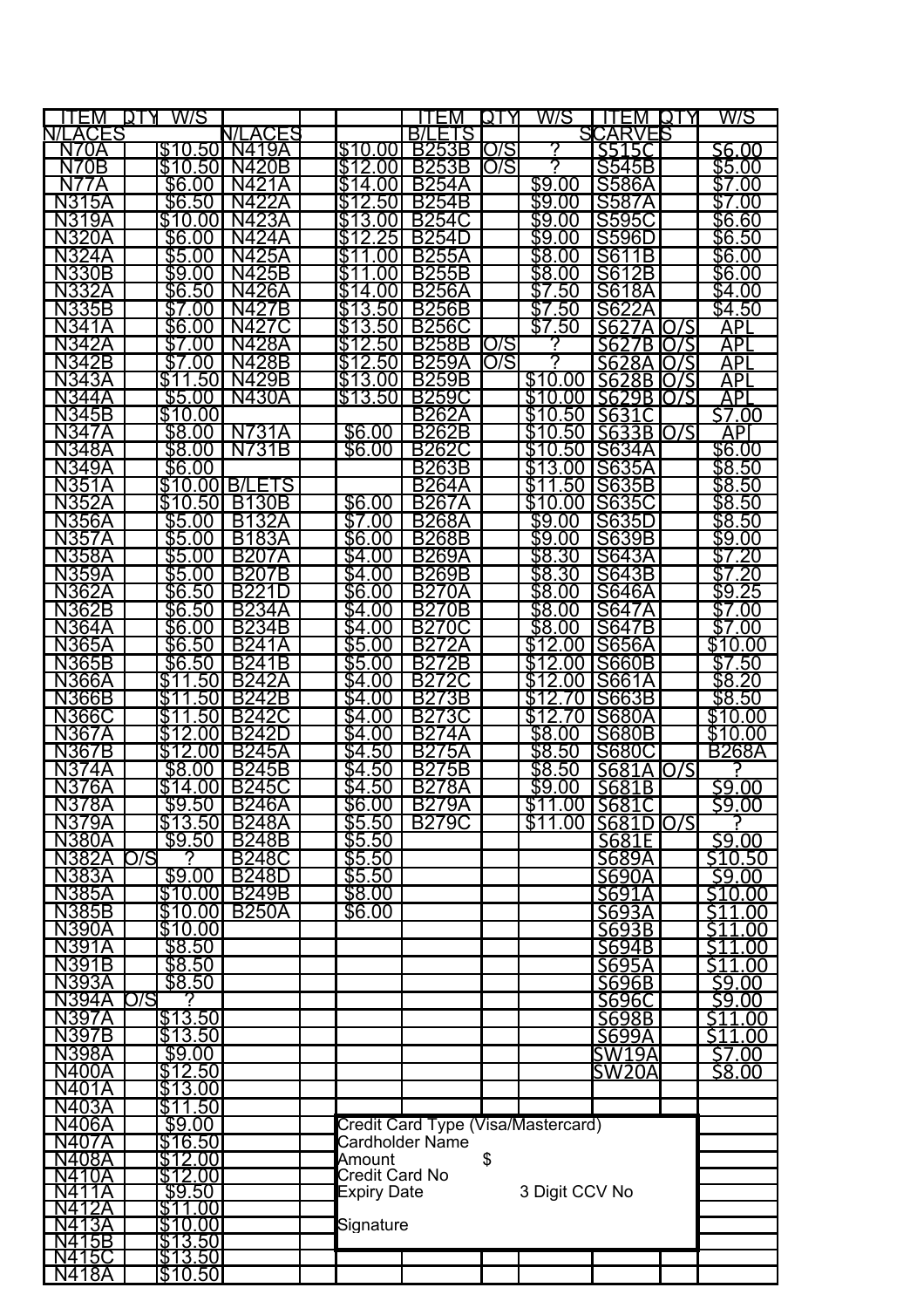| ITEM | QTY | W/S | | | | ITEM | QTY | W/S | ITEM | QTY | W/S |
|---|---|---|---|---|---|---|---|---|---|---|---|
| N/LACES | | | N/LACES | | | B/LETS | | | SCARVES | | |
| N70A | | $10.50 | N419A | | $10.00 | B253B | O/S | ? | S515C | | $6.00 |
| N70B | | $10.50 | N420B | | $12.00 | B253B | O/S | ? | S545B | | $5.00 |
| N77A | | $6.00 | N421A | | $14.00 | B254A | | $9.00 | S586A | | $7.00 |
| N315A | | $6.50 | N422A | | $12.50 | B254B | | $9.00 | S587A | | $7.00 |
| N319A | | $10.00 | N423A | | $13.00 | B254C | | $9.00 | S595C | | $6.60 |
| N320A | | $6.00 | N424A | | $12.25 | B254D | | $9.00 | S596D | | $6.50 |
| N324A | | $5.00 | N425A | | $11.00 | B255A | | $8.00 | S611B | | $6.00 |
| N330B | | $9.00 | N425B | | $11.00 | B255B | | $8.00 | S612B | | $6.00 |
| N332A | | $6.50 | N426A | | $14.00 | B256A | | $7.50 | S618A | | $4.00 |
| N335B | | $7.00 | N427B | | $13.50 | B256B | | $7.50 | S622A | | $4.50 |
| N341A | | $6.00 | N427C | | $13.50 | B256C | | $7.50 | S627A | O/S | APL |
| N342A | | $7.00 | N428A | | $12.50 | B258B | O/S | ? | S627B | O/S | APL |
| N342B | | $7.00 | N428B | | $12.50 | B259A | O/S | ? | S628A | O/S | APL |
| N343A | | $11.50 | N429B | | $13.00 | B259B | | $10.00 | S628B | O/S | APL |
| N344A | | $5.00 | N430A | | $13.50 | B259C | | $10.00 | S629B | O/S | APL |
| N345B | | $10.00 | | | | B262A | | $10.50 | S631C | | $7.00 |
| N347A | | $8.00 | N731A | | $6.00 | B262B | | $10.50 | S633B | O/S | APL |
| N348A | | $8.00 | N731B | | $6.00 | B262C | | $10.50 | S634A | | $6.00 |
| N349A | | $6.00 | | | | B263B | | $13.00 | S635A | | $8.50 |
| N351A | | $10.00 | B/LETS | | | B264A | | $11.50 | S635B | | $8.50 |
| N352A | | $10.50 | B130B | | $6.00 | B267A | | $10.00 | S635C | | $8.50 |
| N356A | | $5.00 | B132A | | $7.00 | B268A | | $9.00 | S635D | | $8.50 |
| N357A | | $5.00 | B183A | | $6.00 | B268B | | $9.00 | S639B | | $9.00 |
| N358A | | $5.00 | B207A | | $4.00 | B269A | | $8.30 | S643A | | $7.20 |
| N359A | | $5.00 | B207B | | $4.00 | B269B | | $8.30 | S643B | | $7.20 |
| N362A | | $6.50 | B221D | | $6.00 | B270A | | $8.00 | S646A | | $9.25 |
| N362B | | $6.50 | B234A | | $4.00 | B270B | | $8.00 | S647A | | $7.00 |
| N364A | | $6.00 | B234B | | $4.00 | B270C | | $8.00 | S647B | | $7.00 |
| N365A | | $6.50 | B241A | | $5.00 | B272A | | $12.00 | S656A | | $10.00 |
| N365B | | $6.50 | B241B | | $5.00 | B272B | | $12.00 | S660B | | $7.50 |
| N366A | | $11.50 | B242A | | $4.00 | B272C | | $12.00 | S661A | | $8.20 |
| N366B | | $11.50 | B242B | | $4.00 | B273B | | $12.70 | S663B | | $8.50 |
| N366C | | $11.50 | B242C | | $4.00 | B273C | | $12.70 | S680A | | $10.00 |
| N367A | | $12.00 | B242D | | $4.00 | B274A | | $8.00 | S680B | | $10.00 |
| N367B | | $12.00 | B245A | | $4.50 | B275A | | $8.50 | S680C | | B268A |
| N374A | | $8.00 | B245B | | $4.50 | B275B | | $8.50 | S681A | O/S | ? |
| N376A | | $14.00 | B245C | | $4.50 | B278A | | $9.00 | S681B | | $9.00 |
| N378A | | $9.50 | B246A | | $6.00 | B279A | | $11.00 | S681C | | $9.00 |
| N379A | | $13.50 | B248A | | $5.50 | B279C | | $11.00 | S681D | O/S | ? |
| N380A | | $9.50 | B248B | | $5.50 | | | | S681E | | $9.00 |
| N382A | O/S | ? | B248C | | $5.50 | | | | S689A | | $10.50 |
| N383A | | $9.00 | B248D | | $5.50 | | | | S690A | | $9.00 |
| N385A | | $10.00 | B249B | | $8.00 | | | | S691A | | $10.00 |
| N385B | | $10.00 | B250A | | $6.00 | | | | S693A | | $11.00 |
| N390A | | $10.00 | | | | | | | S693B | | $11.00 |
| N391A | | $8.50 | | | | | | | S694B | | $11.00 |
| N391B | | $8.50 | | | | | | | S695A | | $11.00 |
| N393A | | $8.50 | | | | | | | S696B | | $9.00 |
| N394A | O/S | ? | | | | | | | S696C | | $9.00 |
| N397A | | $13.50 | | | | | | | S698B | | $11.00 |
| N397B | | $13.50 | | | | | | | S699A | | $11.00 |
| N398A | | $9.00 | | | | | | | SW19A | | $7.00 |
| N400A | | $12.50 | | | | | | | SW20A | | $8.00 |
| N401A | | $13.00 | | | | | | | | | |
| N403A | | $11.50 | | | | | | | | | |
| N406A | | $9.00 | | | | | | | | | |
| N407A | | $16.50 | | | | | | | | | |
| N408A | | $12.00 | | | | | | | | | |
| N410A | | $12.00 | | | | | | | | | |
| N411A | | $9.50 | | | | | | | | | |
| N412A | | $11.00 | | | | | | | | | |
| N413A | | $10.00 | | | | | | | | | |
| N415B | | $13.50 | | | | | | | | | |
| N415C | | $13.50 | | | | | | | | | |
| N418A | | $10.50 | | | | | | | | | |

Credit Card Type (Visa/Mastercard)
Cardholder Name
Amount $
Credit Card No
Expiry Date 3 Digit CCV No

Signature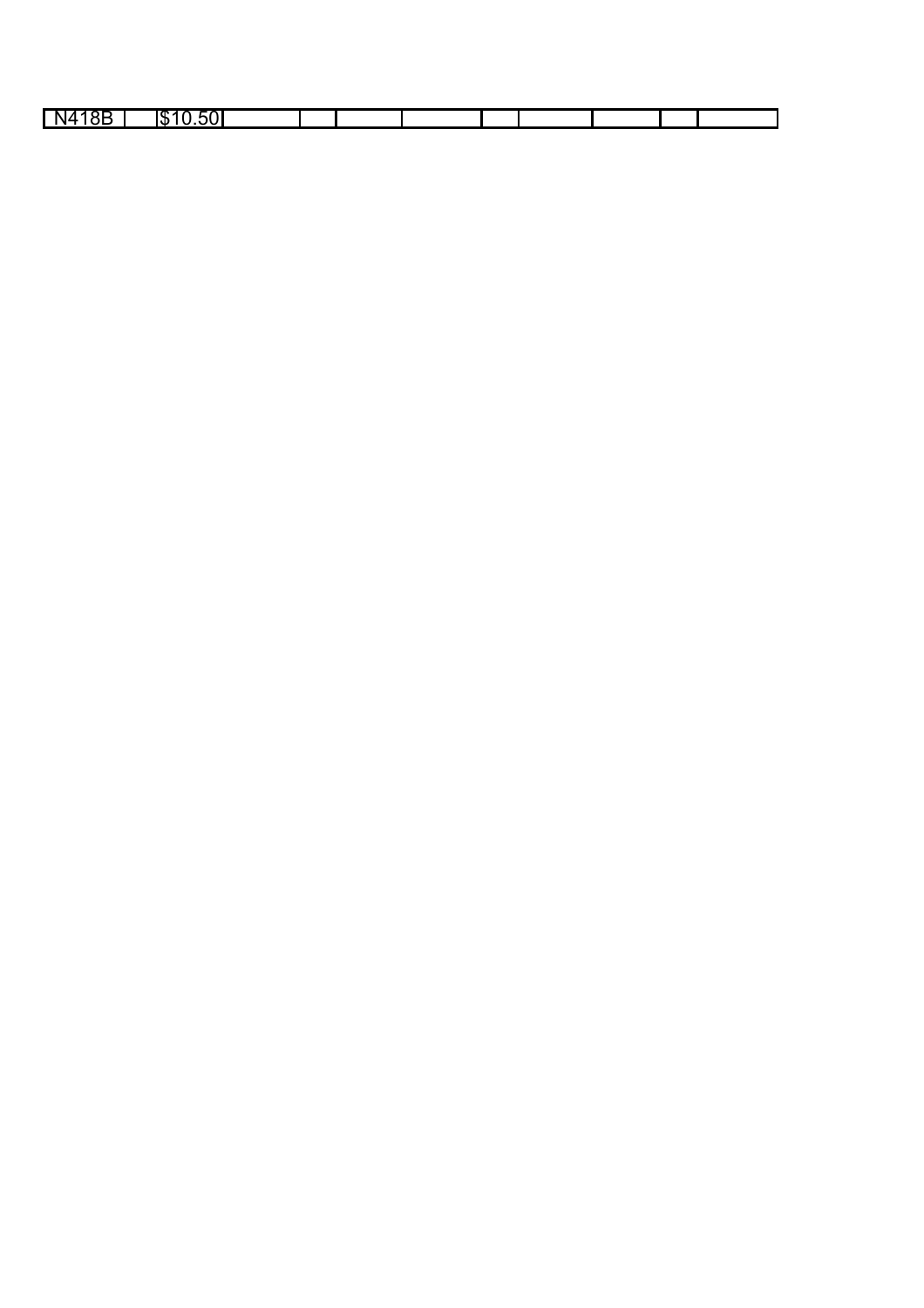| | | | | | | | | | | | |
|---|---|---|---|---|---|---|---|---|---|---|---|
| N418B | | $10.50 | | | | | | | | | |